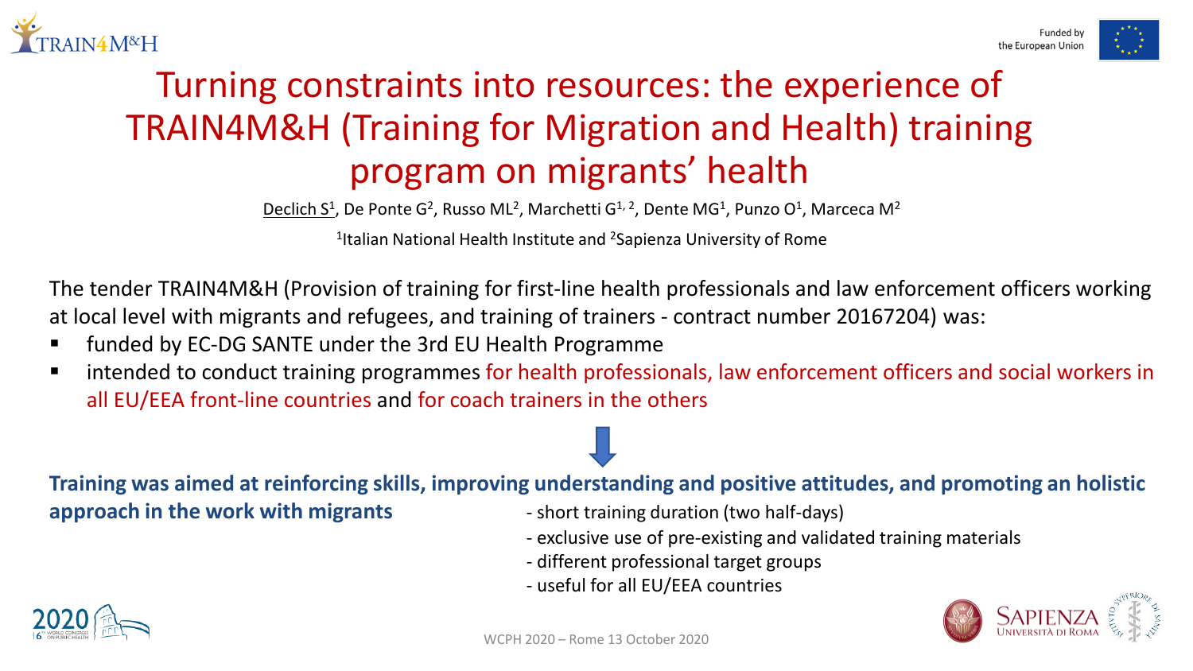# Turning constraints into resources: the experience of TRAIN4M&H (Training for Migration and Health) training program on migrants' health

Declich S[1], De Ponte G[2], Russo ML[2], Marchetti G[1, 2], Dente MG[1], Punzo O[1], Marceca M[2]

[1]Italian National Health Institute and [2]Sapienza University of Rome

The tender TRAIN4M&H (Provision of training for first-line health professionals and law enforcement officers working at local level with migrants and refugees, and training of trainers - contract number 20167204) was:

- funded by EC-DG SANTE under the 3rd EU Health Programme
- intended to conduct training programmes for health professionals, law enforcement officers and social workers in all EU/EEA front-line countries and for coach trainers in the others

**Training was aimed at reinforcing skills, improving understanding and positive attitudes, and promoting an holistic approach in the work with migrants**

- short training duration (two half-days)
- exclusive use of pre-existing and validated training materials
- different professional target groups
- useful for all EU/EEA countries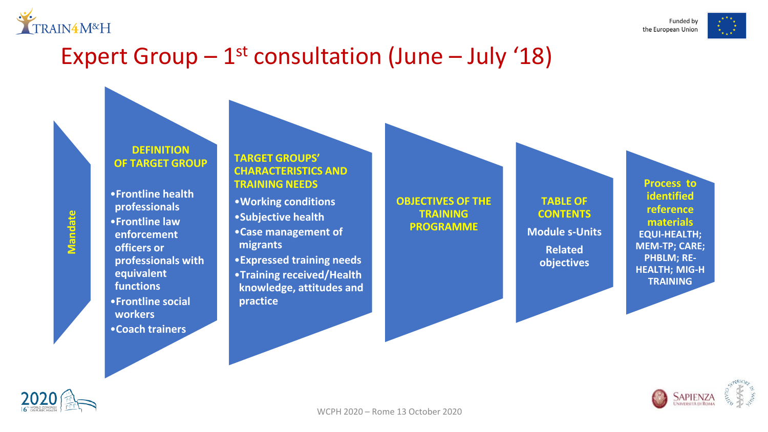# Expert Group – 1st consultation (June – July '18)

**Mandate**

**DEFINITION OF TARGET GROUP**

- Frontline health professionals
- Frontline law enforcement officers or professionals with equivalent functions
- Frontline social workers
- Coach trainers

**TARGET GROUPS' CHARACTERISTICS AND TRAINING NEEDS**

- Working conditions
- Subjective health
- Case management of migrants
- Expressed training needs
- Training received/Health knowledge, attitudes and practice

**OBJECTIVES OF THE TRAINING PROGRAMME**

**TABLE OF CONTENTS**

Module s-Units

Related objectives

**Process to identified reference materials**

EQUI-HEALTH; MEM-TP; CARE; PHBLM; RE-HEALTH; MIG-H TRAINING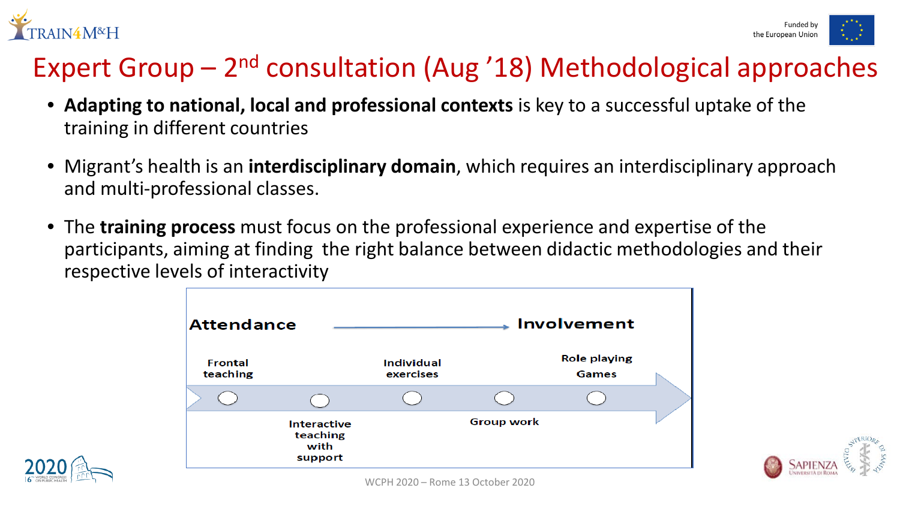# Expert Group – 2nd consultation (Aug ’18) Methodological approaches

- **Adapting to national, local and professional contexts** is key to a successful uptake of the training in different countries
- Migrant’s health is an **interdisciplinary domain**, which requires an interdisciplinary approach and multi-professional classes.
- The **training process** must focus on the professional experience and expertise of the participants, aiming at finding the right balance between didactic methodologies and their respective levels of interactivity

**Attendance** → **Involvement**

- Frontal teaching
- Interactive teaching with support
- Individual exercises
- Group work
- Role playing Games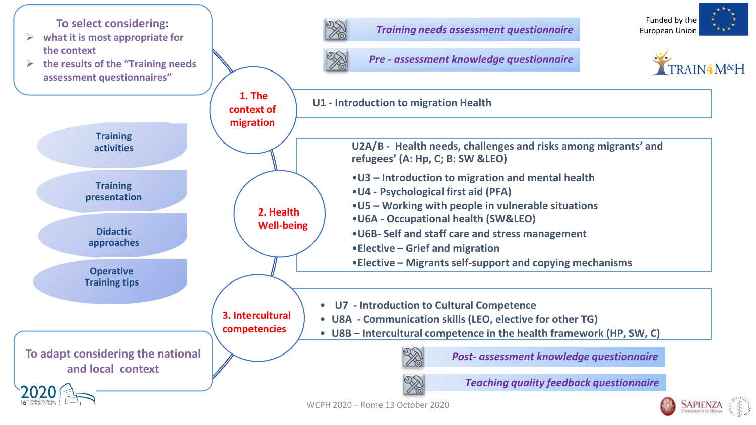**To select considering:**

- what it is most appropriate for the context
- the results of the "Training needs assessment questionnaires"

*Training needs assessment questionnaire*

*Pre - assessment knowledge questionnaire*

Funded by the European Union

TRAIN4M&H

**1. The context of migration**

- U1 - Introduction to migration Health

**2. Health Well-being**

- U2A/B - Health needs, challenges and risks among migrants' and refugees' (A: Hp, C; B: SW &LEO)
- U3 – Introduction to migration and mental health
- U4 - Psychological first aid (PFA)
- U5 – Working with people in vulnerable situations
- U6A - Occupational health (SW&LEO)
- U6B- Self and staff care and stress management
- Elective – Grief and migration
- Elective – Migrants self-support and copying mechanisms

**3. Intercultural competencies**

- U7 - Introduction to Cultural Competence
- U8A - Communication skills (LEO, elective for other TG)
- U8B – Intercultural competence in the health framework (HP, SW, C)

**Training activities**

**Training presentation**

**Didactic approaches**

**Operative Training tips**

*Post- assessment knowledge questionnaire*

*Teaching quality feedback questionnaire*

**To adapt considering the national and local context**

WCPH 2020 – Rome 13 October 2020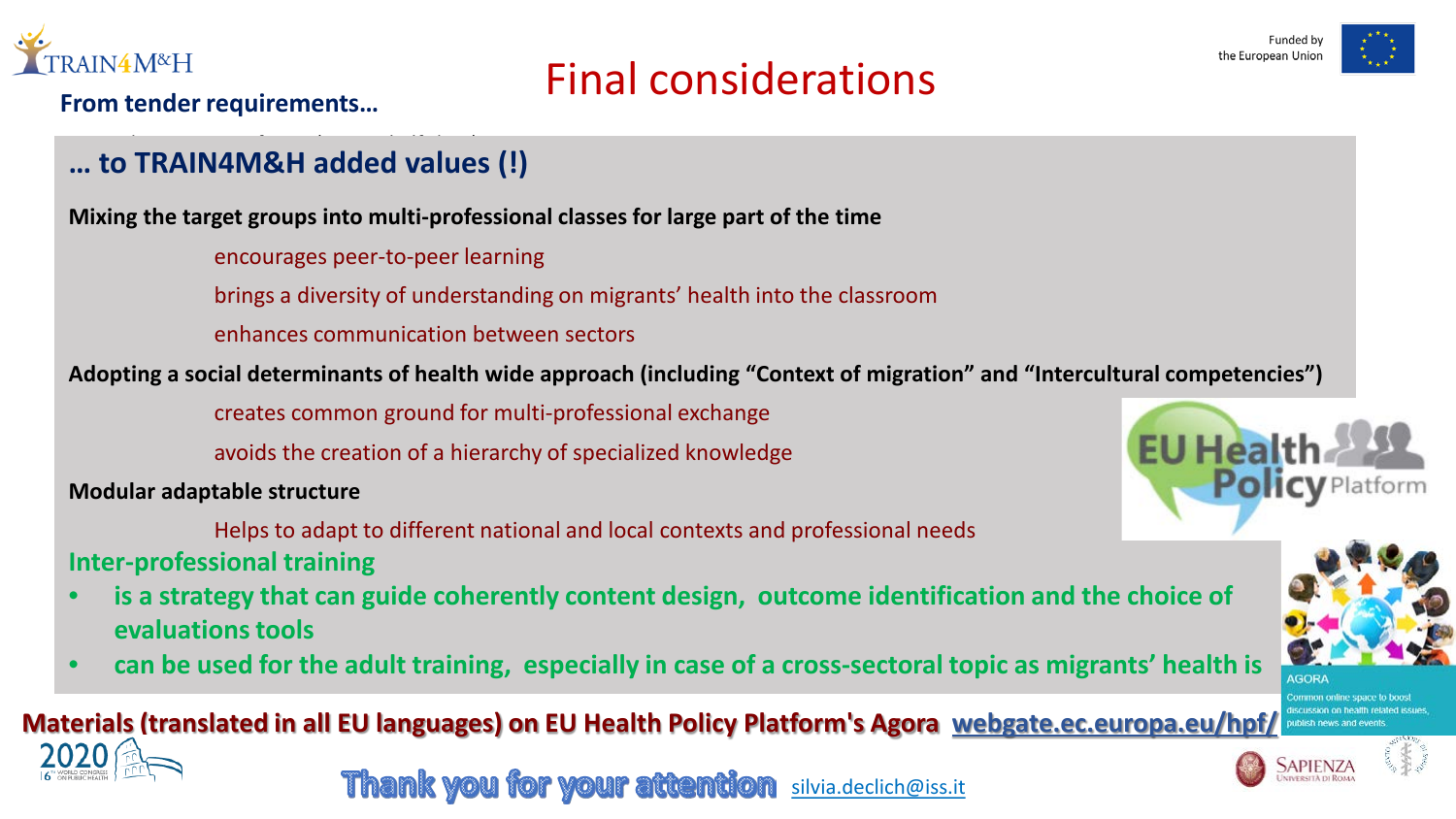# Final considerations

**From tender requirements…**

## … to TRAIN4M&H added values (!)

**Mixing the target groups into multi-professional classes for large part of the time**

encourages peer-to-peer learning

brings a diversity of understanding on migrants' health into the classroom

enhances communication between sectors

**Adopting a social determinants of health wide approach (including "Context of migration" and "Intercultural competencies")**

creates common ground for multi-professional exchange

avoids the creation of a hierarchy of specialized knowledge

**Modular adaptable structure**

Helps to adapt to different national and local contexts and professional needs

**Inter-professional training**

- **is a strategy that can guide coherently content design, outcome identification and the choice of evaluations tools**
- **can be used for the adult training, especially in case of a cross-sectoral topic as migrants' health is**

**Materials (translated in all EU languages) on EU Health Policy Platform's Agora** webgate.ec.europa.eu/hpf/

AGORA

Common online space to boost discussion on health related issues, publish news and events.

**Thank you for your attention** silvia.declich@iss.it